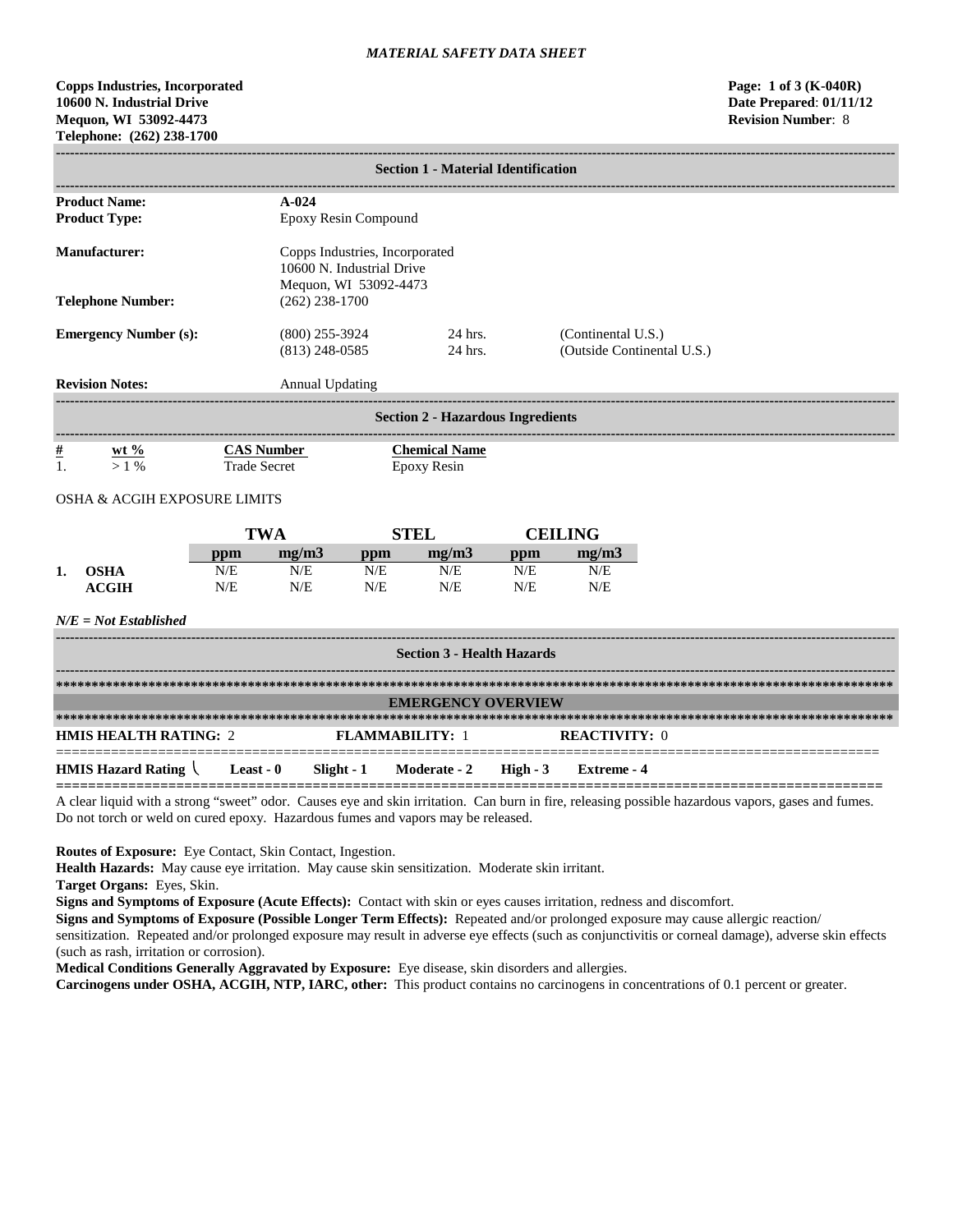*MATERIAL SAFETY DATA SHEET*

**Copps Industries, Incorporated**
**10600 N. Industrial Drive**
**Mequon, WI 53092-4473**
**Telephone: (262) 238-1700**

**Page: 1 of 3 (K-040R)**
**Date Prepared: 01/11/12**
**Revision Number: 8**

## Section 1 - Material Identification

**Product Name:** A-024
**Product Type:** Epoxy Resin Compound

**Manufacturer:** Copps Industries, Incorporated
10600 N. Industrial Drive
Mequon, WI 53092-4473
**Telephone Number:** (262) 238-1700

| **Emergency Number (s):** | (800) 255-3924 | 24 hrs. | (Continental U.S.) |
|---|---|---|---|
| | (813) 248-0585 | 24 hrs. | (Outside Continental U.S.) |

**Revision Notes:** Annual Updating

## Section 2 - Hazardous Ingredients

| # | wt % | CAS Number | Chemical Name |
|---|---|---|---|
| 1. | > 1 % | Trade Secret | Epoxy Resin |

OSHA & ACGIH EXPOSURE LIMITS

| | | TWA | | STEL | | CEILING | |
|---|---|---|---|---|---|---|---|
| | | ppm | mg/m3 | ppm | mg/m3 | ppm | mg/m3 |
| 1. | OSHA | N/E | N/E | N/E | N/E | N/E | N/E |
| | ACGIH | N/E | N/E | N/E | N/E | N/E | N/E |

*N/E = Not Established*

## Section 3 - Health Hazards

### EMERGENCY OVERVIEW

**HMIS HEALTH RATING:** 2 **FLAMMABILITY:** 1 **REACTIVITY:** 0

**HMIS Hazard Rating** **Least - 0** **Slight - 1** **Moderate - 2** **High - 3** **Extreme - 4**

A clear liquid with a strong "sweet" odor. Causes eye and skin irritation. Can burn in fire, releasing possible hazardous vapors, gases and fumes. Do not torch or weld on cured epoxy. Hazardous fumes and vapors may be released.

**Routes of Exposure:** Eye Contact, Skin Contact, Ingestion.
**Health Hazards:** May cause eye irritation. May cause skin sensitization. Moderate skin irritant.
**Target Organs:** Eyes, Skin.
**Signs and Symptoms of Exposure (Acute Effects):** Contact with skin or eyes causes irritation, redness and discomfort.
**Signs and Symptoms of Exposure (Possible Longer Term Effects):** Repeated and/or prolonged exposure may cause allergic reaction/ sensitization. Repeated and/or prolonged exposure may result in adverse eye effects (such as conjunctivitis or corneal damage), adverse skin effects (such as rash, irritation or corrosion).
**Medical Conditions Generally Aggravated by Exposure:** Eye disease, skin disorders and allergies.
**Carcinogens under OSHA, ACGIH, NTP, IARC, other:** This product contains no carcinogens in concentrations of 0.1 percent or greater.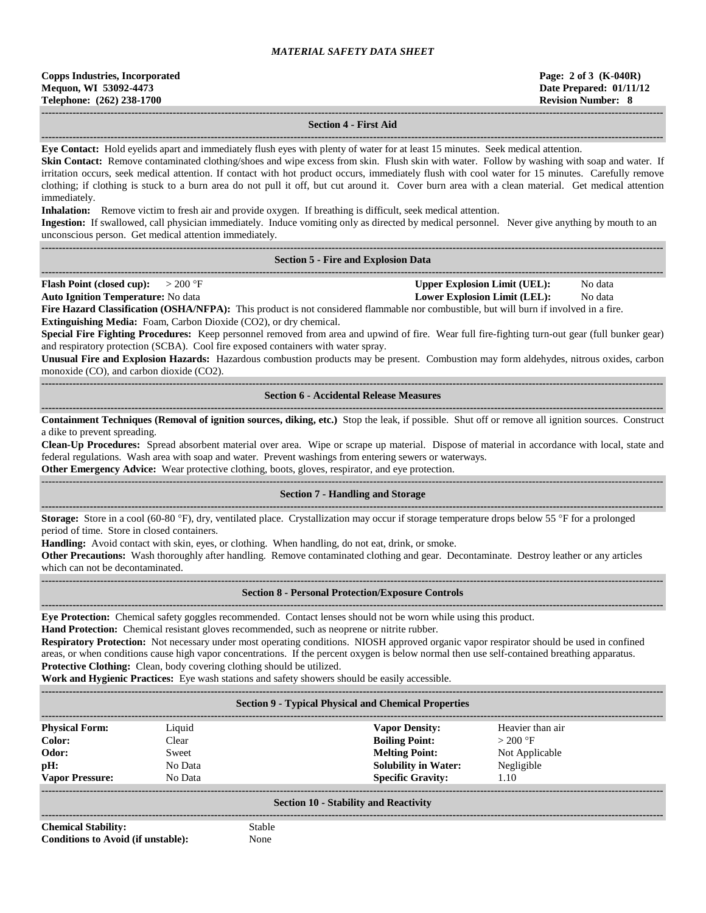## Section 4 - First Aid

**Eye Contact:** Hold eyelids apart and immediately flush eyes with plenty of water for at least 15 minutes. Seek medical attention.

**Skin Contact:** Remove contaminated clothing/shoes and wipe excess from skin. Flush skin with water. Follow by washing with soap and water. If irritation occurs, seek medical attention. If contact with hot product occurs, immediately flush with cool water for 15 minutes. Carefully remove clothing; if clothing is stuck to a burn area do not pull it off, but cut around it. Cover burn area with a clean material. Get medical attention immediately.

**Inhalation:** Remove victim to fresh air and provide oxygen. If breathing is difficult, seek medical attention.

**Ingestion:** If swallowed, call physician immediately. Induce vomiting only as directed by medical personnel. Never give anything by mouth to an unconscious person. Get medical attention immediately.

## Section 5 - Fire and Explosion Data

**Flash Point (closed cup):** > 200 °F

**Upper Explosion Limit (UEL):** No data

**Auto Ignition Temperature:** No data

**Lower Explosion Limit (LEL):** No data

**Fire Hazard Classification (OSHA/NFPA):** This product is not considered flammable nor combustible, but will burn if involved in a fire.

**Extinguishing Media:** Foam, Carbon Dioxide ($CO_2$), or dry chemical.

**Special Fire Fighting Procedures:** Keep personnel removed from area and upwind of fire. Wear full fire-fighting turn-out gear (full bunker gear) and respiratory protection (SCBA). Cool fire exposed containers with water spray.

**Unusual Fire and Explosion Hazards:** Hazardous combustion products may be present. Combustion may form aldehydes, nitrous oxides, carbon monoxide (CO), and carbon dioxide ($CO_2$).

## Section 6 - Accidental Release Measures

**Containment Techniques (Removal of ignition sources, diking, etc.)** Stop the leak, if possible. Shut off or remove all ignition sources. Construct a dike to prevent spreading.

**Clean-Up Procedures:** Spread absorbent material over area. Wipe or scrape up material. Dispose of material in accordance with local, state and federal regulations. Wash area with soap and water. Prevent washings from entering sewers or waterways.

**Other Emergency Advice:** Wear protective clothing, boots, gloves, respirator, and eye protection.

## Section 7 - Handling and Storage

**Storage:** Store in a cool (60-80 °F), dry, ventilated place. Crystallization may occur if storage temperature drops below 55 °F for a prolonged period of time. Store in closed containers.

**Handling:** Avoid contact with skin, eyes, or clothing. When handling, do not eat, drink, or smoke.

**Other Precautions:** Wash thoroughly after handling. Remove contaminated clothing and gear. Decontaminate. Destroy leather or any articles which can not be decontaminated.

## Section 8 - Personal Protection/Exposure Controls

**Eye Protection:** Chemical safety goggles recommended. Contact lenses should not be worn while using this product.

**Hand Protection:** Chemical resistant gloves recommended, such as neoprene or nitrite rubber.

**Respiratory Protection:** Not necessary under most operating conditions. NIOSH approved organic vapor respirator should be used in confined areas, or when conditions cause high vapor concentrations. If the percent oxygen is below normal then use self-contained breathing apparatus.

**Protective Clothing:** Clean, body covering clothing should be utilized.

**Work and Hygienic Practices:** Eye wash stations and safety showers should be easily accessible.

## Section 9 - Typical Physical and Chemical Properties

| | | | |
|---|---|---|---|
| **Physical Form:** | Liquid | **Vapor Density:** | Heavier than air |
| **Color:** | Clear | **Boiling Point:** | > 200 °F |
| **Odor:** | Sweet | **Melting Point:** | Not Applicable |
| **pH:** | No Data | **Solubility in Water:** | Negligible |
| **Vapor Pressure:** | No Data | **Specific Gravity:** | 1.10 |

## Section 10 - Stability and Reactivity

**Chemical Stability:** Stable

**Conditions to Avoid (if unstable):** None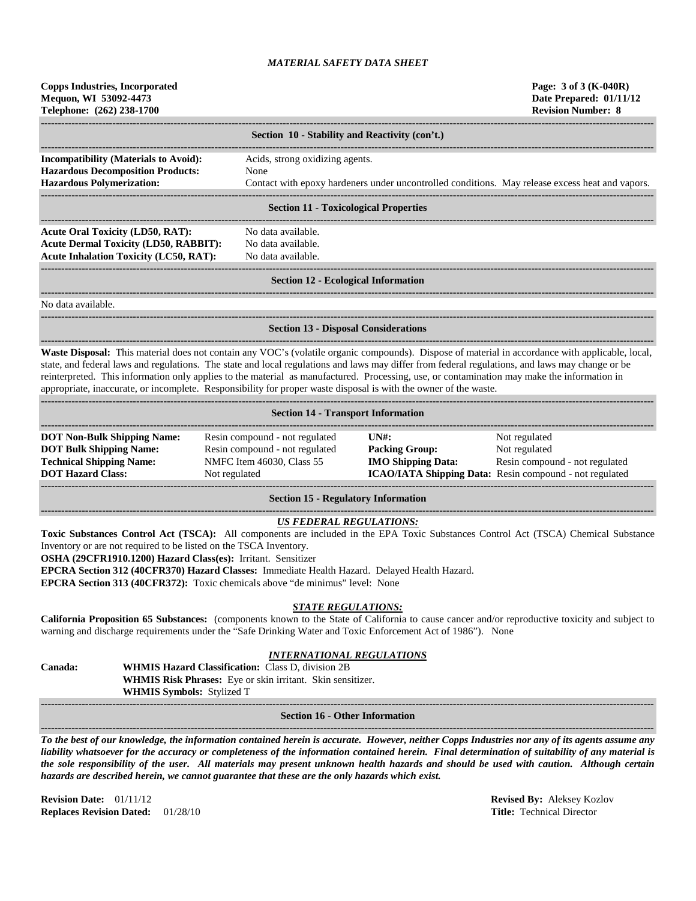# MATERIAL SAFETY DATA SHEET

**Copps Industries, Incorporated**
**Mequon, WI 53092-4473**
**Telephone: (262) 238-1700**

**Page: 3 of 3 (K-040R)**
**Date Prepared: 01/11/12**
**Revision Number: 8**

## Section 10 - Stability and Reactivity (con't.)

**Incompatibility (Materials to Avoid):** Acids, strong oxidizing agents.
**Hazardous Decomposition Products:** None
**Hazardous Polymerization:** Contact with epoxy hardeners under uncontrolled conditions. May release excess heat and vapors.

## Section 11 - Toxicological Properties

**Acute Oral Toxicity (LD50, RAT):** No data available.
**Acute Dermal Toxicity (LD50, RABBIT):** No data available.
**Acute Inhalation Toxicity (LC50, RAT):** No data available.

## Section 12 - Ecological Information

No data available.

## Section 13 - Disposal Considerations

**Waste Disposal:** This material does not contain any VOC's (volatile organic compounds). Dispose of material in accordance with applicable, local, state, and federal laws and regulations. The state and local regulations and laws may differ from federal regulations, and laws may change or be reinterpreted. This information only applies to the material as manufactured. Processing, use, or contamination may make the information in appropriate, inaccurate, or incomplete. Responsibility for proper waste disposal is with the owner of the waste.

## Section 14 - Transport Information

| | | | |
|---|---|---|---|
| **DOT Non-Bulk Shipping Name:** | Resin compound - not regulated | **UN#:** | Not regulated |
| **DOT Bulk Shipping Name:** | Resin compound - not regulated | **Packing Group:** | Not regulated |
| **Technical Shipping Name:** | NMFC Item 46030, Class 55 | **IMO Shipping Data:** | Resin compound - not regulated |
| **DOT Hazard Class:** | Not regulated | **ICAO/IATA Shipping Data:** | Resin compound - not regulated |

## Section 15 - Regulatory Information

### *US FEDERAL REGULATIONS:*

**Toxic Substances Control Act (TSCA):** All components are included in the EPA Toxic Substances Control Act (TSCA) Chemical Substance Inventory or are not required to be listed on the TSCA Inventory.
**OSHA (29CFR1910.1200) Hazard Class(es):** Irritant. Sensitizer
**EPCRA Section 312 (40CFR370) Hazard Classes:** Immediate Health Hazard. Delayed Health Hazard.
**EPCRA Section 313 (40CFR372):** Toxic chemicals above "de minimus" level: None

### *STATE REGULATIONS:*

**California Proposition 65 Substances:** (components known to the State of California to cause cancer and/or reproductive toxicity and subject to warning and discharge requirements under the "Safe Drinking Water and Toxic Enforcement Act of 1986"). None

### *INTERNATIONAL REGULATIONS*

**Canada:**
**WHMIS Hazard Classification:** Class D, division 2B
**WHMIS Risk Phrases:** Eye or skin irritant. Skin sensitizer.
**WHMIS Symbols:** Stylized T

## Section 16 - Other Information

***To the best of our knowledge, the information contained herein is accurate. However, neither Copps Industries nor any of its agents assume any liability whatsoever for the accuracy or completeness of the information contained herein. Final determination of suitability of any material is the sole responsibility of the user. All materials may present unknown health hazards and should be used with caution. Although certain hazards are described herein, we cannot guarantee that these are the only hazards which exist.***

**Revision Date:** 01/11/12
**Replaces Revision Dated:** 01/28/10

**Revised By:** Aleksey Kozlov
**Title:** Technical Director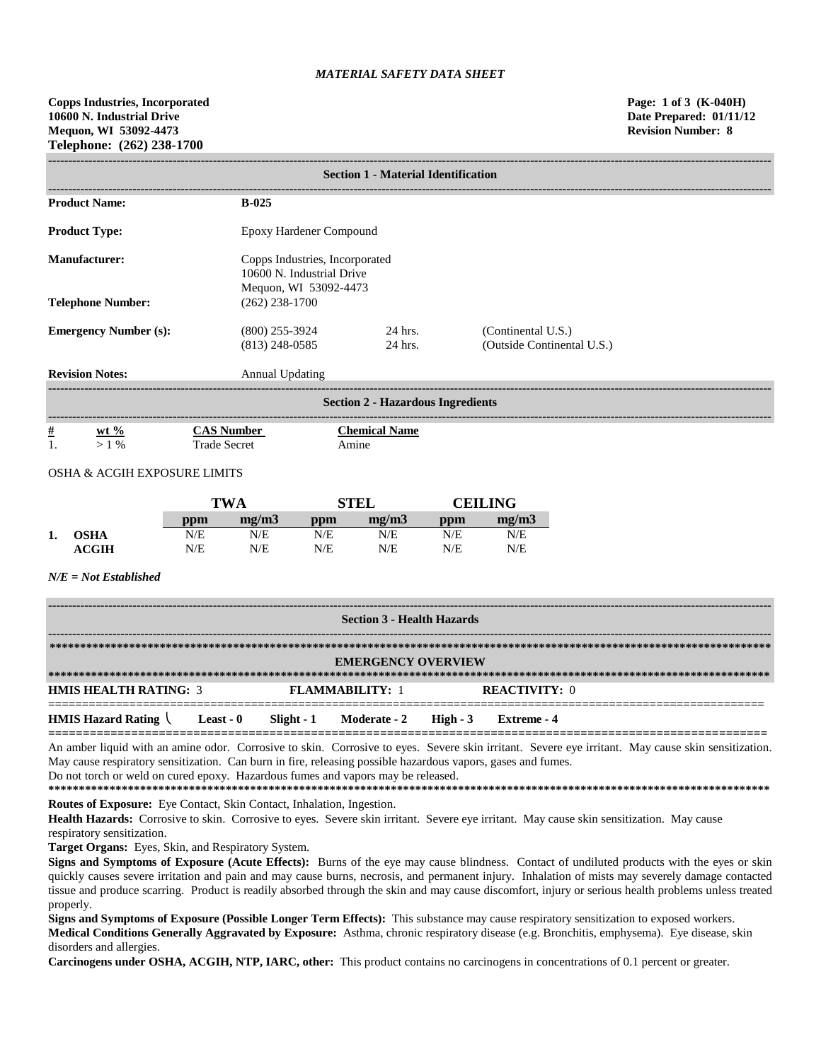*MATERIAL SAFETY DATA SHEET*

**Copps Industries, Incorporated**
**10600 N. Industrial Drive**
**Mequon, WI 53092-4473**
**Telephone: (262) 238-1700**

**Page: 1 of 3 (K-040H)**
**Date Prepared: 01/11/12**
**Revision Number: 8**

## Section 1 - Material Identification

| | | | |
|---|---|---|---|
| **Product Name:** | **B-025** | | |
| **Product Type:** | Epoxy Hardener Compound | | |
| **Manufacturer:** | Copps Industries, Incorporated<br>10600 N. Industrial Drive<br>Mequon, WI 53092-4473 | | |
| **Telephone Number:** | (262) 238-1700 | | |
| **Emergency Number (s):** | (800) 255-3924<br>(813) 248-0585 | 24 hrs.<br>24 hrs. | (Continental U.S.)<br>(Outside Continental U.S.) |
| **Revision Notes:** | Annual Updating | | |

## Section 2 - Hazardous Ingredients

| # | wt % | CAS Number | Chemical Name |
|---|---|---|---|
| 1. | > 1 % | Trade Secret | Amine |

OSHA & ACGIH EXPOSURE LIMITS

| | | TWA | | STEL | | CEILING | |
|---|---|---|---|---|---|---|---|
| | | ppm | mg/m3 | ppm | mg/m3 | ppm | mg/m3 |
| 1. | **OSHA** | N/E | N/E | N/E | N/E | N/E | N/E |
| | **ACGIH** | N/E | N/E | N/E | N/E | N/E | N/E |

***N/E = Not Established***

## Section 3 - Health Hazards

### EMERGENCY OVERVIEW

**HMIS HEALTH RATING:** 3 **FLAMMABILITY:** 1 **REACTIVITY:** 0

**HMIS Hazard Rating** \ **Least - 0** **Slight - 1** **Moderate - 2** **High - 3** **Extreme - 4**

An amber liquid with an amine odor. Corrosive to skin. Corrosive to eyes. Severe skin irritant. Severe eye irritant. May cause skin sensitization. May cause respiratory sensitization. Can burn in fire, releasing possible hazardous vapors, gases and fumes.
Do not torch or weld on cured epoxy. Hazardous fumes and vapors may be released.

**Routes of Exposure:** Eye Contact, Skin Contact, Inhalation, Ingestion.

**Health Hazards:** Corrosive to skin. Corrosive to eyes. Severe skin irritant. Severe eye irritant. May cause skin sensitization. May cause respiratory sensitization.

**Target Organs:** Eyes, Skin, and Respiratory System.

**Signs and Symptoms of Exposure (Acute Effects):** Burns of the eye may cause blindness. Contact of undiluted products with the eyes or skin quickly causes severe irritation and pain and may cause burns, necrosis, and permanent injury. Inhalation of mists may severely damage contacted tissue and produce scarring. Product is readily absorbed through the skin and may cause discomfort, injury or serious health problems unless treated properly.

**Signs and Symptoms of Exposure (Possible Longer Term Effects):** This substance may cause respiratory sensitization to exposed workers.

**Medical Conditions Generally Aggravated by Exposure:** Asthma, chronic respiratory disease (e.g. Bronchitis, emphysema). Eye disease, skin disorders and allergies.

**Carcinogens under OSHA, ACGIH, NTP, IARC, other:** This product contains no carcinogens in concentrations of 0.1 percent or greater.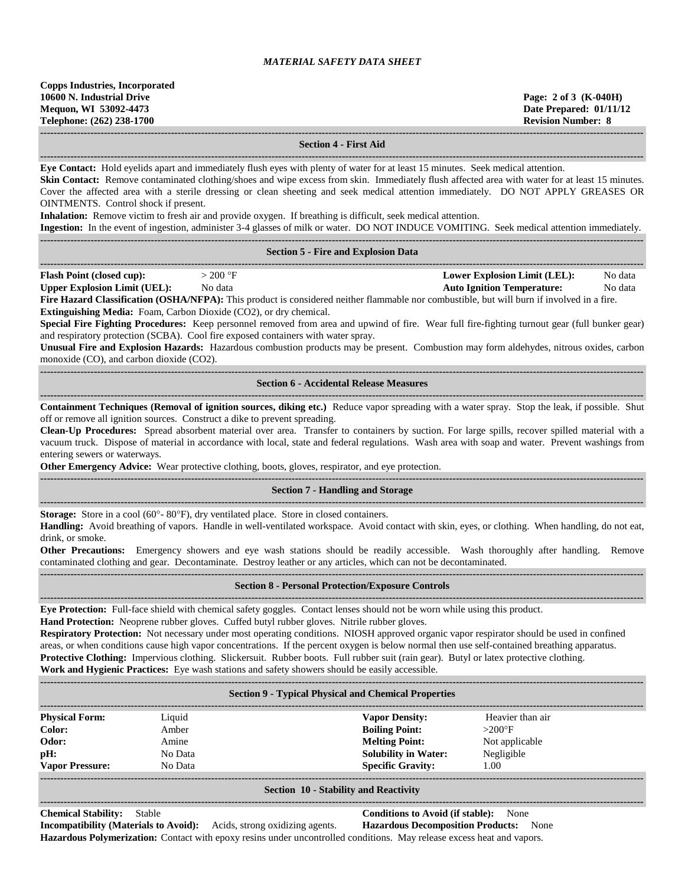*MATERIAL SAFETY DATA SHEET*

**Copps Industries, Incorporated**
**10600 N. Industrial Drive**
**Mequon, WI 53092-4473**
**Telephone: (262) 238-1700**

**Page: 2 of 3 (K-040H)**
**Date Prepared: 01/11/12**
**Revision Number: 8**

## Section 4 - First Aid

**Eye Contact:** Hold eyelids apart and immediately flush eyes with plenty of water for at least 15 minutes. Seek medical attention.
**Skin Contact:** Remove contaminated clothing/shoes and wipe excess from skin. Immediately flush affected area with water for at least 15 minutes. Cover the affected area with a sterile dressing or clean sheeting and seek medical attention immediately. DO NOT APPLY GREASES OR OINTMENTS. Control shock if present.
**Inhalation:** Remove victim to fresh air and provide oxygen. If breathing is difficult, seek medical attention.
**Ingestion:** In the event of ingestion, administer 3-4 glasses of milk or water. DO NOT INDUCE VOMITING. Seek medical attention immediately.

## Section 5 - Fire and Explosion Data

| | | | |
|---|---|---|---|
| **Flash Point (closed cup):** | > 200 °F | **Lower Explosion Limit (LEL):** | No data |
| **Upper Explosion Limit (UEL):** | No data | **Auto Ignition Temperature:** | No data |

**Fire Hazard Classification (OSHA/NFPA):** This product is considered neither flammable nor combustible, but will burn if involved in a fire.
**Extinguishing Media:** Foam, Carbon Dioxide ($CO_2$), or dry chemical.
**Special Fire Fighting Procedures:** Keep personnel removed from area and upwind of fire. Wear full fire-fighting turnout gear (full bunker gear) and respiratory protection (SCBA). Cool fire exposed containers with water spray.
**Unusual Fire and Explosion Hazards:** Hazardous combustion products may be present. Combustion may form aldehydes, nitrous oxides, carbon monoxide (CO), and carbon dioxide ($CO_2$).

## Section 6 - Accidental Release Measures

**Containment Techniques (Removal of ignition sources, diking etc.)** Reduce vapor spreading with a water spray. Stop the leak, if possible. Shut off or remove all ignition sources. Construct a dike to prevent spreading.
**Clean-Up Procedures:** Spread absorbent material over area. Transfer to containers by suction. For large spills, recover spilled material with a vacuum truck. Dispose of material in accordance with local, state and federal regulations. Wash area with soap and water. Prevent washings from entering sewers or waterways.
**Other Emergency Advice:** Wear protective clothing, boots, gloves, respirator, and eye protection.

## Section 7 - Handling and Storage

**Storage:** Store in a cool (60°- 80°F), dry ventilated place. Store in closed containers.
**Handling:** Avoid breathing of vapors. Handle in well-ventilated workspace. Avoid contact with skin, eyes, or clothing. When handling, do not eat, drink, or smoke.
**Other Precautions:** Emergency showers and eye wash stations should be readily accessible. Wash thoroughly after handling. Remove contaminated clothing and gear. Decontaminate. Destroy leather or any articles, which can not be decontaminated.

## Section 8 - Personal Protection/Exposure Controls

**Eye Protection:** Full-face shield with chemical safety goggles. Contact lenses should not be worn while using this product.
**Hand Protection:** Neoprene rubber gloves. Cuffed butyl rubber gloves. Nitrile rubber gloves.
**Respiratory Protection:** Not necessary under most operating conditions. NIOSH approved organic vapor respirator should be used in confined areas, or when conditions cause high vapor concentrations. If the percent oxygen is below normal then use self-contained breathing apparatus.
**Protective Clothing:** Impervious clothing. Slickersuit. Rubber boots. Full rubber suit (rain gear). Butyl or latex protective clothing.
**Work and Hygienic Practices:** Eye wash stations and safety showers should be easily accessible.

## Section 9 - Typical Physical and Chemical Properties

| | | | |
|---|---|---|---|
| **Physical Form:** | Liquid | **Vapor Density:** | Heavier than air |
| **Color:** | Amber | **Boiling Point:** | >200°F |
| **Odor:** | Amine | **Melting Point:** | Not applicable |
| **pH:** | No Data | **Solubility in Water:** | Negligible |
| **Vapor Pressure:** | No Data | **Specific Gravity:** | 1.00 |

## Section 10 - Stability and Reactivity

**Chemical Stability:** Stable
**Conditions to Avoid (if stable):** None
**Incompatibility (Materials to Avoid):** Acids, strong oxidizing agents.
**Hazardous Decomposition Products:** None
**Hazardous Polymerization:** Contact with epoxy resins under uncontrolled conditions. May release excess heat and vapors.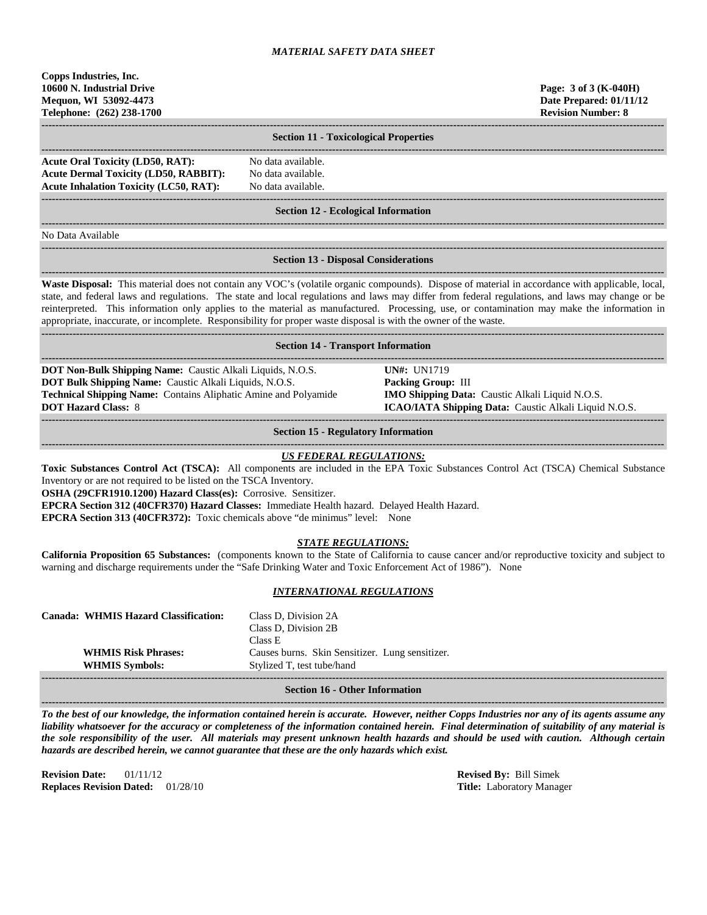**Section 11 - Toxicological Properties**

**Acute Oral Toxicity (LD50, RAT):** No data available.
**Acute Dermal Toxicity (LD50, RABBIT):** No data available.
**Acute Inhalation Toxicity (LC50, RAT):** No data available.

**Section 12 - Ecological Information**

No Data Available

**Section 13 - Disposal Considerations**

**Waste Disposal:** This material does not contain any VOC's (volatile organic compounds). Dispose of material in accordance with applicable, local, state, and federal laws and regulations. The state and local regulations and laws may differ from federal regulations, and laws may change or be reinterpreted. This information only applies to the material as manufactured. Processing, use, or contamination may make the information in appropriate, inaccurate, or incomplete. Responsibility for proper waste disposal is with the owner of the waste.

**Section 14 - Transport Information**

**DOT Non-Bulk Shipping Name:** Caustic Alkali Liquids, N.O.S.
**DOT Bulk Shipping Name:** Caustic Alkali Liquids, N.O.S.
**Technical Shipping Name:** Contains Aliphatic Amine and Polyamide
**DOT Hazard Class:** 8

**UN#:** UN1719
**Packing Group:** III
**IMO Shipping Data:** Caustic Alkali Liquid N.O.S.
**ICAO/IATA Shipping Data:** Caustic Alkali Liquid N.O.S.

**Section 15 - Regulatory Information**

***US FEDERAL REGULATIONS:***

**Toxic Substances Control Act (TSCA):** All components are included in the EPA Toxic Substances Control Act (TSCA) Chemical Substance Inventory or are not required to be listed on the TSCA Inventory.
**OSHA (29CFR1910.1200) Hazard Class(es):** Corrosive. Sensitizer.
**EPCRA Section 312 (40CFR370) Hazard Classes:** Immediate Health hazard. Delayed Health Hazard.
**EPCRA Section 313 (40CFR372):** Toxic chemicals above "de minimus" level: None

***STATE REGULATIONS:***

**California Proposition 65 Substances:** (components known to the State of California to cause cancer and/or reproductive toxicity and subject to warning and discharge requirements under the "Safe Drinking Water and Toxic Enforcement Act of 1986"). None

***INTERNATIONAL REGULATIONS***

**Canada: WHMIS Hazard Classification:** Class D, Division 2A
Class D, Division 2B
Class E
**WHMIS Risk Phrases:** Causes burns. Skin Sensitizer. Lung sensitizer.
**WHMIS Symbols:** Stylized T, test tube/hand

**Section 16 - Other Information**

***To the best of our knowledge, the information contained herein is accurate. However, neither Copps Industries nor any of its agents assume any liability whatsoever for the accuracy or completeness of the information contained herein. Final determination of suitability of any material is the sole responsibility of the user. All materials may present unknown health hazards and should be used with caution. Although certain hazards are described herein, we cannot guarantee that these are the only hazards which exist.***

**Revision Date:** 01/11/12
**Replaces Revision Dated:** 01/28/10

**Revised By:** Bill Simek
**Title:** Laboratory Manager